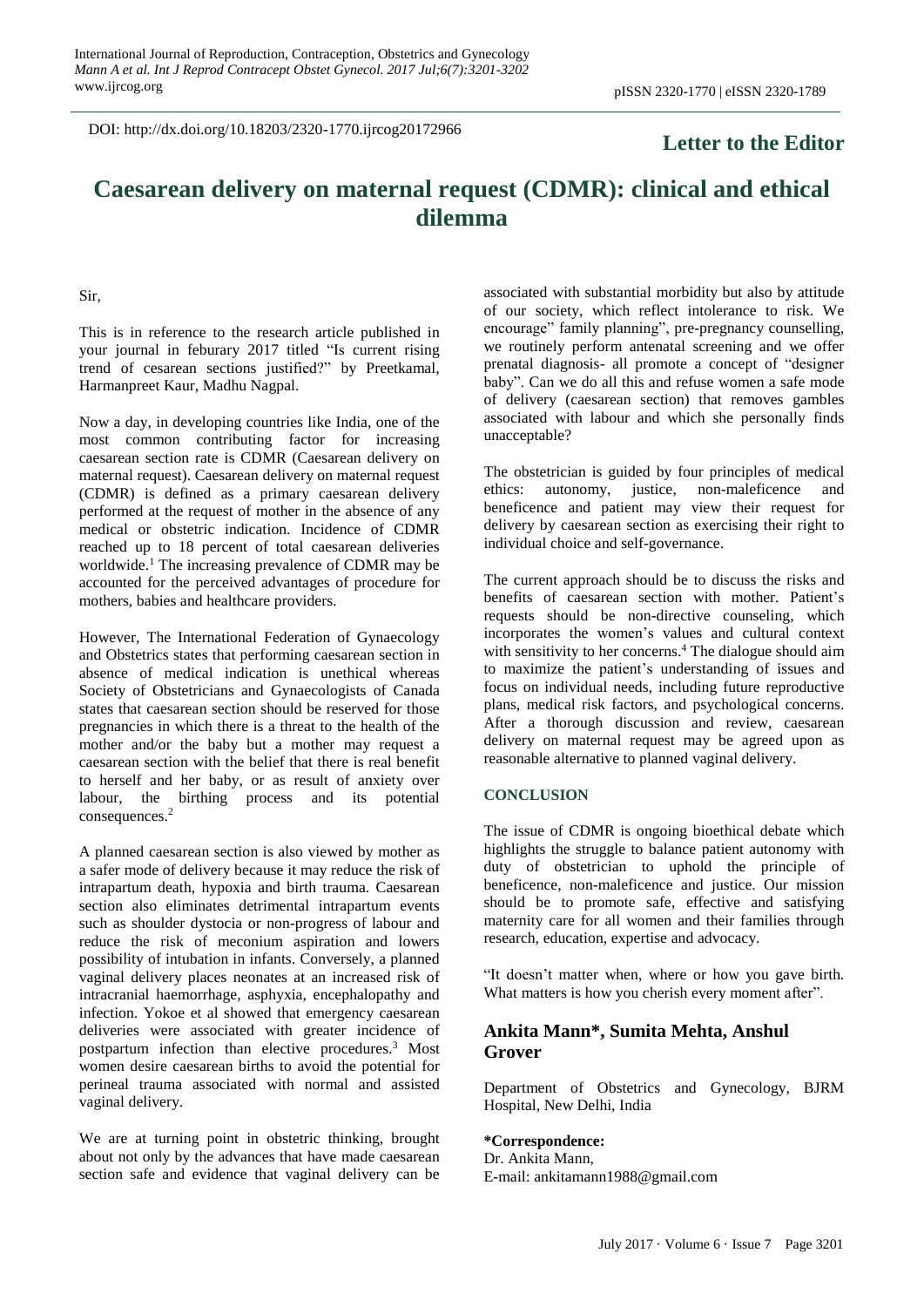DOI: http://dx.doi.org/10.18203/2320-1770.ijrcog20172966

**Letter to the Editor**

# Caesarean delivery on maternal request (CDMR): clinical and ethical dilemma

Sir,

This is in reference to the research article published in your journal in feburary 2017 titled "Is current rising trend of cesarean sections justified?" by Preetkamal, Harmanpreet Kaur, Madhu Nagpal.

Now a day, in developing countries like India, one of the most common contributing factor for increasing caesarean section rate is CDMR (Caesarean delivery on maternal request). Caesarean delivery on maternal request (CDMR) is defined as a primary caesarean delivery performed at the request of mother in the absence of any medical or obstetric indication. Incidence of CDMR reached up to 18 percent of total caesarean deliveries worldwide.[1] The increasing prevalence of CDMR may be accounted for the perceived advantages of procedure for mothers, babies and healthcare providers.

However, The International Federation of Gynaecology and Obstetrics states that performing caesarean section in absence of medical indication is unethical whereas Society of Obstetricians and Gynaecologists of Canada states that caesarean section should be reserved for those pregnancies in which there is a threat to the health of the mother and/or the baby but a mother may request a caesarean section with the belief that there is real benefit to herself and her baby, or as result of anxiety over labour, the birthing process and its potential consequences.[2]

A planned caesarean section is also viewed by mother as a safer mode of delivery because it may reduce the risk of intrapartum death, hypoxia and birth trauma. Caesarean section also eliminates detrimental intrapartum events such as shoulder dystocia or non-progress of labour and reduce the risk of meconium aspiration and lowers possibility of intubation in infants. Conversely, a planned vaginal delivery places neonates at an increased risk of intracranial haemorrhage, asphyxia, encephalopathy and infection. Yokoe et al showed that emergency caesarean deliveries were associated with greater incidence of postpartum infection than elective procedures.[3] Most women desire caesarean births to avoid the potential for perineal trauma associated with normal and assisted vaginal delivery.

We are at turning point in obstetric thinking, brought about not only by the advances that have made caesarean section safe and evidence that vaginal delivery can be associated with substantial morbidity but also by attitude of our society, which reflect intolerance to risk. We encourage" family planning", pre-pregnancy counselling, we routinely perform antenatal screening and we offer prenatal diagnosis- all promote a concept of "designer baby". Can we do all this and refuse women a safe mode of delivery (caesarean section) that removes gambles associated with labour and which she personally finds unacceptable?

The obstetrician is guided by four principles of medical ethics: autonomy, justice, non-maleficence and beneficence and patient may view their request for delivery by caesarean section as exercising their right to individual choice and self-governance.

The current approach should be to discuss the risks and benefits of caesarean section with mother. Patient's requests should be non-directive counseling, which incorporates the women's values and cultural context with sensitivity to her concerns.[4] The dialogue should aim to maximize the patient's understanding of issues and focus on individual needs, including future reproductive plans, medical risk factors, and psychological concerns. After a thorough discussion and review, caesarean delivery on maternal request may be agreed upon as reasonable alternative to planned vaginal delivery.

## CONCLUSION

The issue of CDMR is ongoing bioethical debate which highlights the struggle to balance patient autonomy with duty of obstetrician to uphold the principle of beneficence, non-maleficence and justice. Our mission should be to promote safe, effective and satisfying maternity care for all women and their families through research, education, expertise and advocacy.

"It doesn't matter when, where or how you gave birth. What matters is how you cherish every moment after".

**Ankita Mann\*, Sumita Mehta, Anshul Grover**

Department of Obstetrics and Gynecology, BJRM Hospital, New Delhi, India

**\*Correspondence:**
Dr. Ankita Mann,
E-mail: ankitamann1988@gmail.com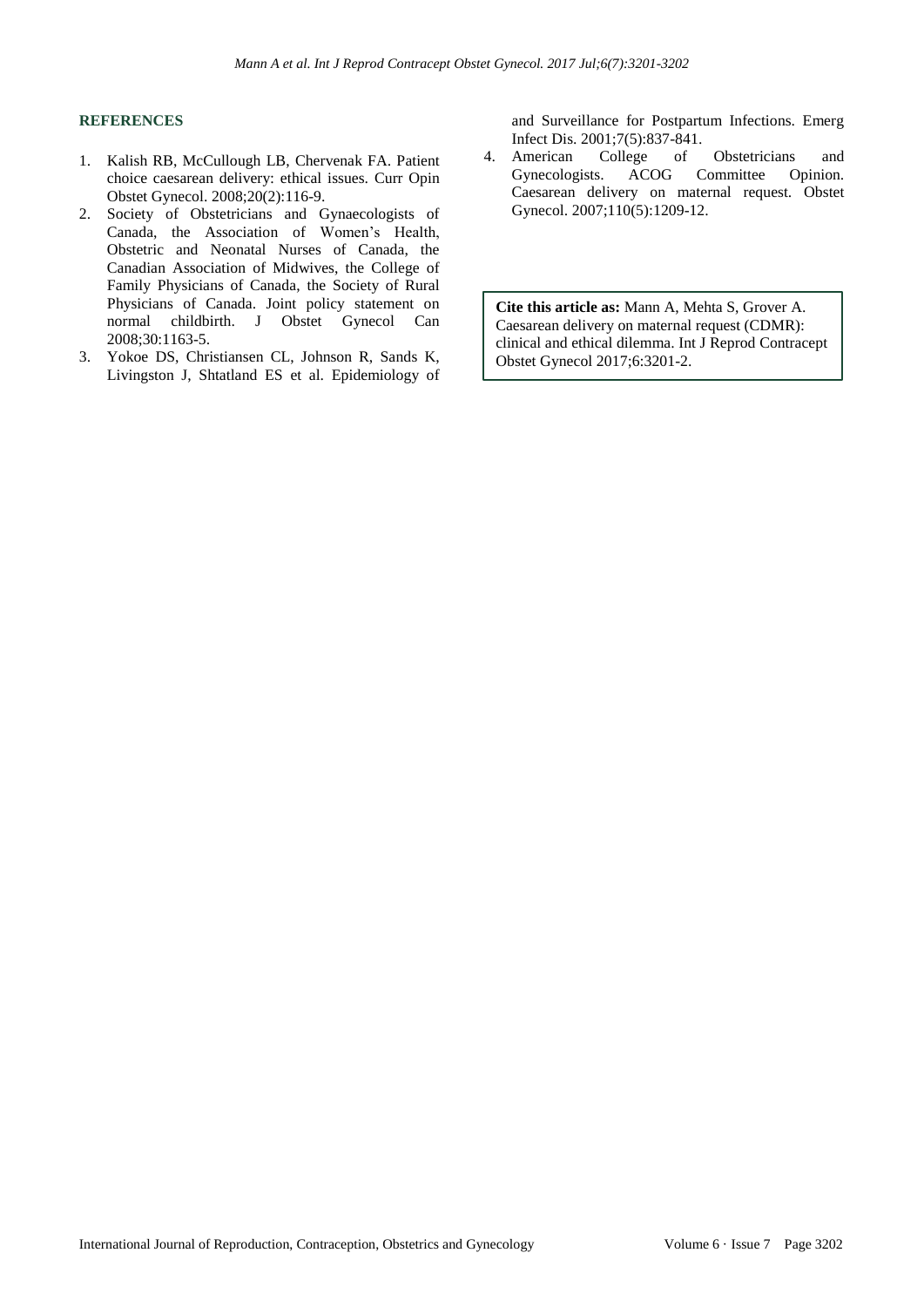## REFERENCES

1. Kalish RB, McCullough LB, Chervenak FA. Patient choice caesarean delivery: ethical issues. Curr Opin Obstet Gynecol. 2008;20(2):116-9.
2. Society of Obstetricians and Gynaecologists of Canada, the Association of Women's Health, Obstetric and Neonatal Nurses of Canada, the Canadian Association of Midwives, the College of Family Physicians of Canada, the Society of Rural Physicians of Canada. Joint policy statement on normal childbirth. J Obstet Gynecol Can 2008;30:1163-5.
3. Yokoe DS, Christiansen CL, Johnson R, Sands K, Livingston J, Shtatland ES et al. Epidemiology of and Surveillance for Postpartum Infections. Emerg Infect Dis. 2001;7(5):837-841.
4. American College of Obstetricians and Gynecologists. ACOG Committee Opinion. Caesarean delivery on maternal request. Obstet Gynecol. 2007;110(5):1209-12.

**Cite this article as:** Mann A, Mehta S, Grover A. Caesarean delivery on maternal request (CDMR): clinical and ethical dilemma. Int J Reprod Contracept Obstet Gynecol 2017;6:3201-2.